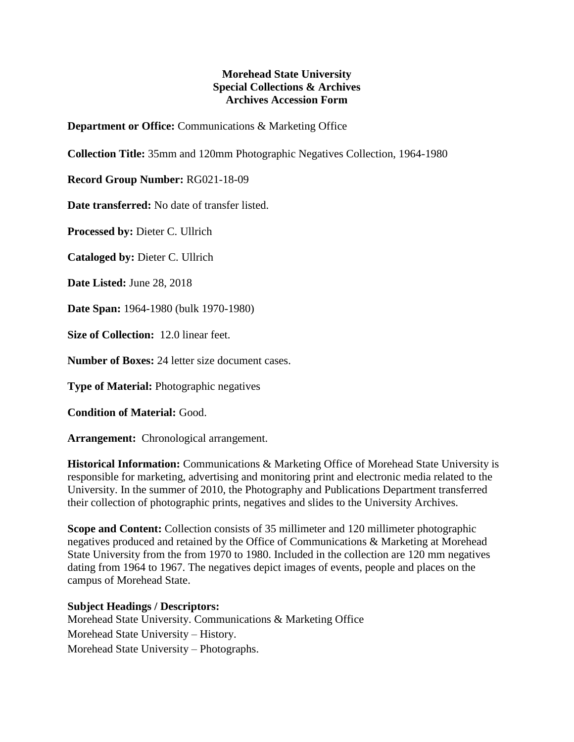**Morehead State University**
**Special Collections & Archives**
**Archives Accession Form**

**Department or Office:** Communications & Marketing Office

**Collection Title:** 35mm and 120mm Photographic Negatives Collection, 1964-1980

**Record Group Number:** RG021-18-09

**Date transferred:** No date of transfer listed.

**Processed by:** Dieter C. Ullrich

**Cataloged by:** Dieter C. Ullrich

**Date Listed:** June 28, 2018

**Date Span:** 1964-1980 (bulk 1970-1980)

**Size of Collection:** 12.0 linear feet.

**Number of Boxes:** 24 letter size document cases.

**Type of Material:** Photographic negatives

**Condition of Material:** Good.

**Arrangement:** Chronological arrangement.

**Historical Information:** Communications & Marketing Office of Morehead State University is responsible for marketing, advertising and monitoring print and electronic media related to the University. In the summer of 2010, the Photography and Publications Department transferred their collection of photographic prints, negatives and slides to the University Archives.

**Scope and Content:** Collection consists of 35 millimeter and 120 millimeter photographic negatives produced and retained by the Office of Communications & Marketing at Morehead State University from the from 1970 to 1980. Included in the collection are 120 mm negatives dating from 1964 to 1967. The negatives depict images of events, people and places on the campus of Morehead State.

**Subject Headings / Descriptors:**

Morehead State University. Communications & Marketing Office

Morehead State University – History.

Morehead State University – Photographs.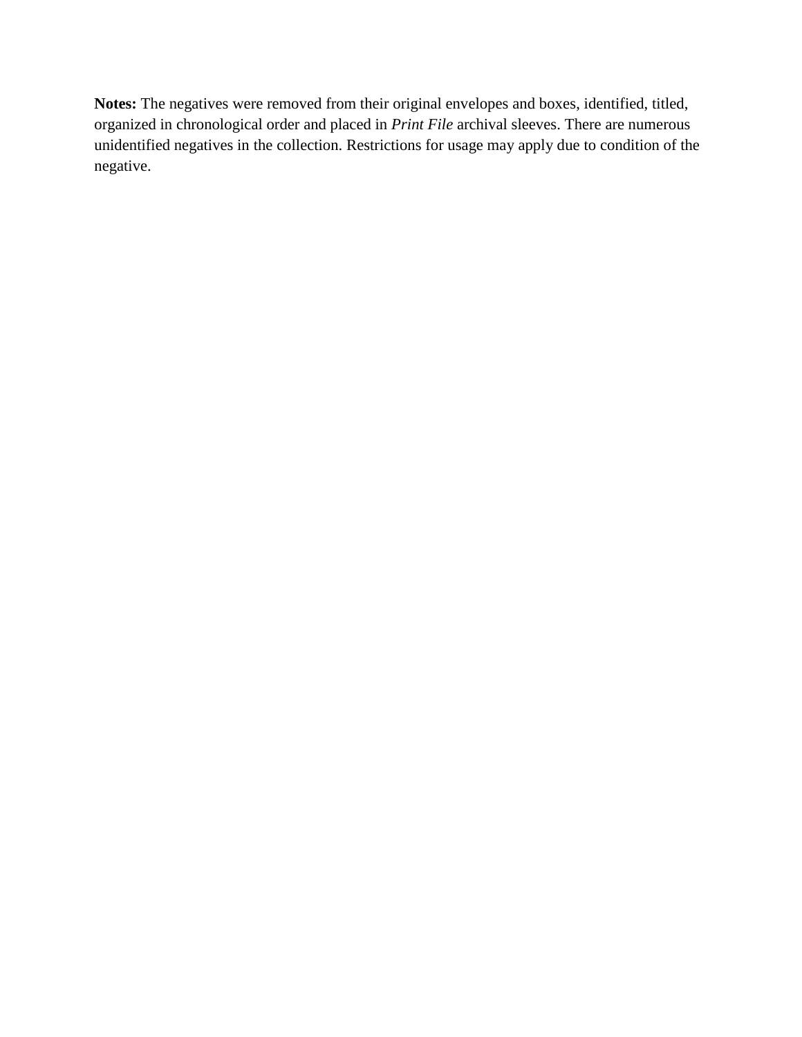**Notes:** The negatives were removed from their original envelopes and boxes, identified, titled, organized in chronological order and placed in *Print File* archival sleeves. There are numerous unidentified negatives in the collection. Restrictions for usage may apply due to condition of the negative.